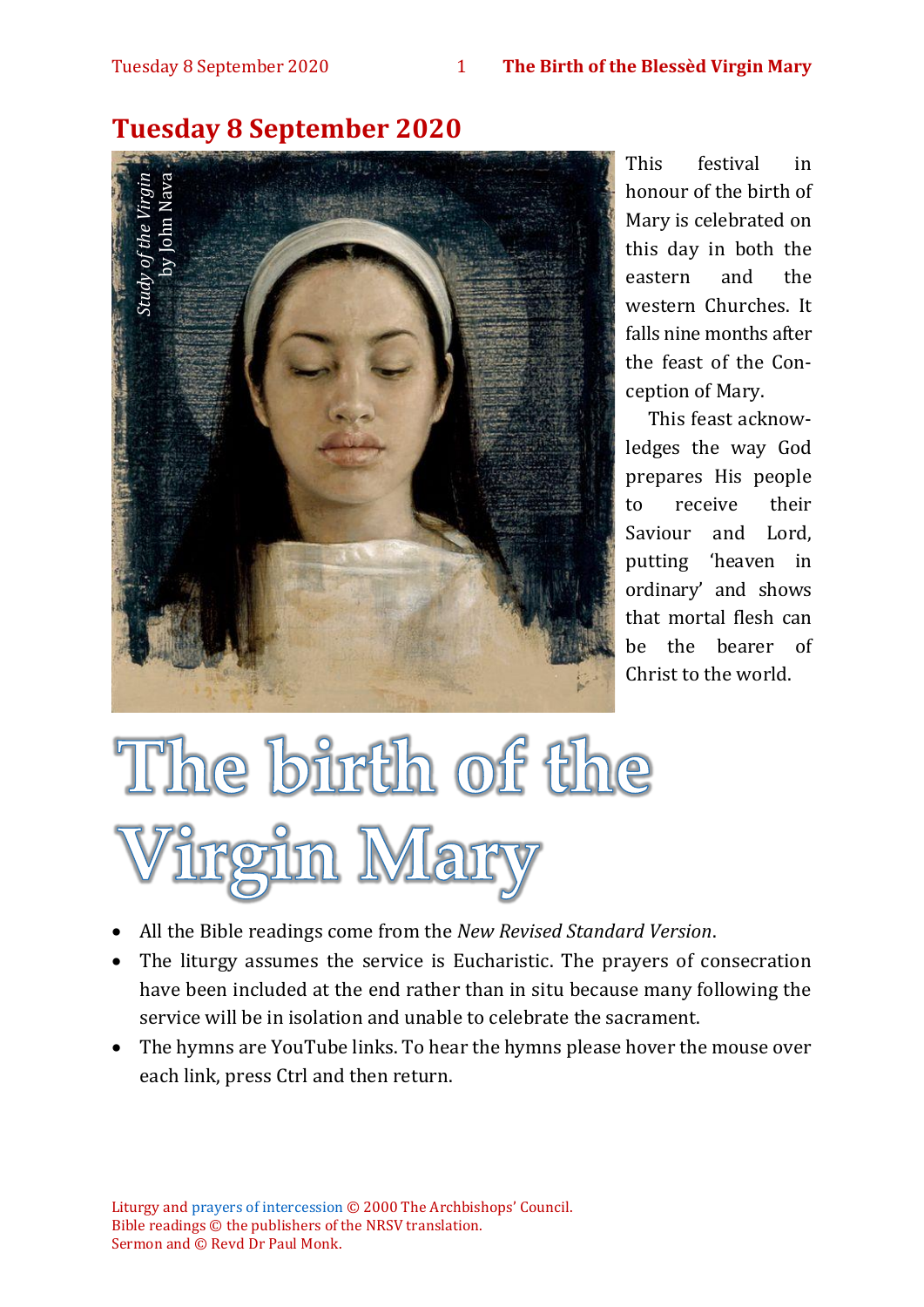# Tuesday 8 September 2020

*Study of the Virgin* by John Nava

This festival in honour of the birth of Mary is celebrated on this day in both the eastern and the western Churches. It falls nine months after the feast of the Conception of Mary.

This feast acknowledges the way God prepares His people to receive their Saviour and Lord, putting 'heaven in ordinary' and shows that mortal flesh can be the bearer of Christ to the world.

# The birth of the Virgin Mary

- All the Bible readings come from the *New Revised Standard Version*.
- The liturgy assumes the service is Eucharistic. The prayers of consecration have been included at the end rather than in situ because many following the service will be in isolation and unable to celebrate the sacrament.
- The hymns are YouTube links. To hear the hymns please hover the mouse over each link, press Ctrl and then return.

Liturgy and prayers of intercession © 2000 The Archbishops' Council.
Bible readings © the publishers of the NRSV translation.
Sermon and © Revd Dr Paul Monk.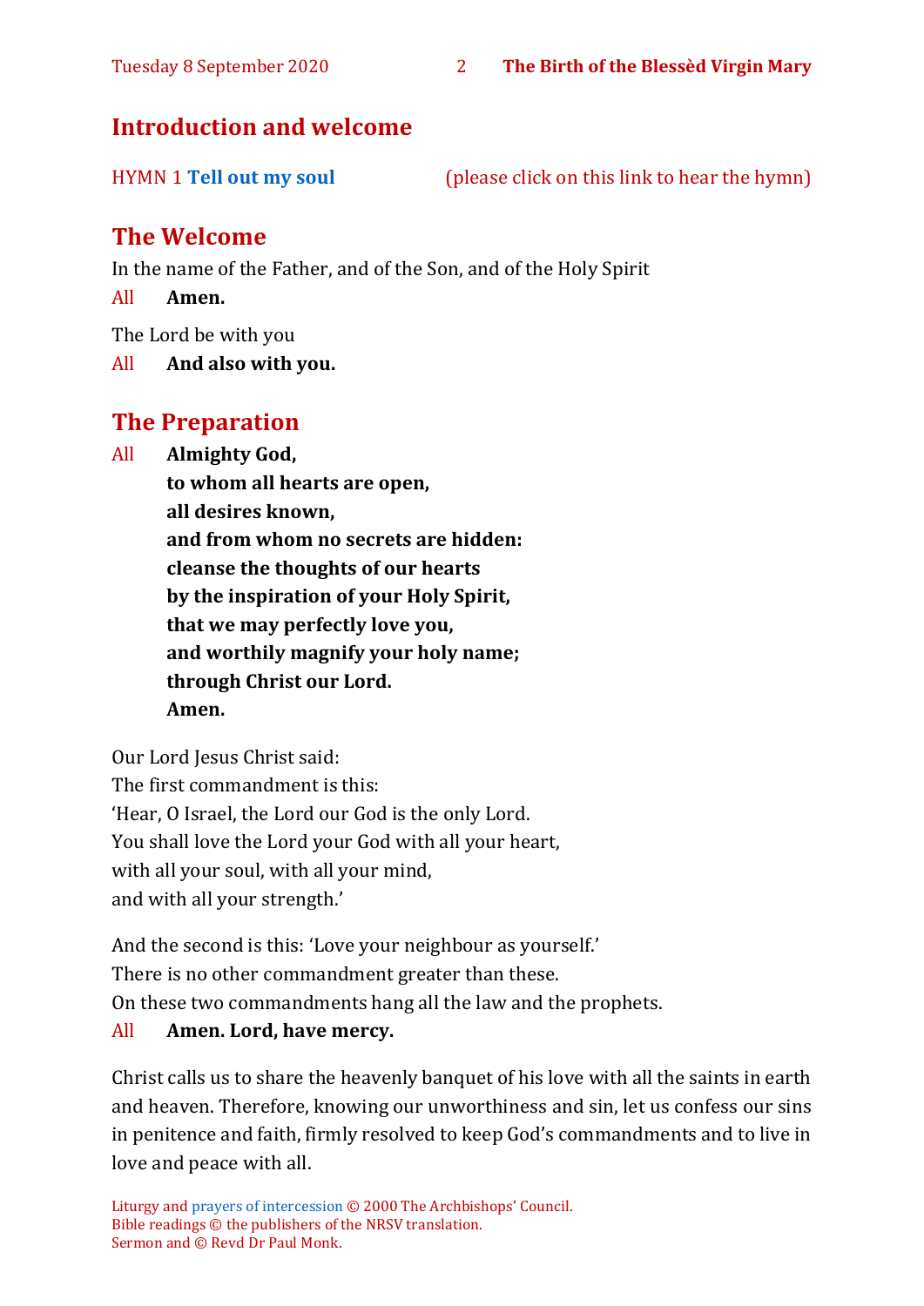## Introduction and welcome

HYMN 1 **Tell out my soul** (please click on this link to hear the hymn)

## The Welcome

In the name of the Father, and of the Son, and of the Holy Spirit

All **Amen.**

The Lord be with you

All **And also with you.**

## The Preparation

All **Almighty God,**
**to whom all hearts are open,**
**all desires known,**
**and from whom no secrets are hidden:**
**cleanse the thoughts of our hearts**
**by the inspiration of your Holy Spirit,**
**that we may perfectly love you,**
**and worthily magnify your holy name;**
**through Christ our Lord.**
**Amen.**

Our Lord Jesus Christ said:
The first commandment is this:
'Hear, O Israel, the Lord our God is the only Lord.
You shall love the Lord your God with all your heart,
with all your soul, with all your mind,
and with all your strength.'

And the second is this: 'Love your neighbour as yourself.'
There is no other commandment greater than these.
On these two commandments hang all the law and the prophets.

All **Amen. Lord, have mercy.**

Christ calls us to share the heavenly banquet of his love with all the saints in earth and heaven. Therefore, knowing our unworthiness and sin, let us confess our sins in penitence and faith, firmly resolved to keep God's commandments and to live in love and peace with all.

Liturgy and prayers of intercession © 2000 The Archbishops' Council.
Bible readings © the publishers of the NRSV translation.
Sermon and © Revd Dr Paul Monk.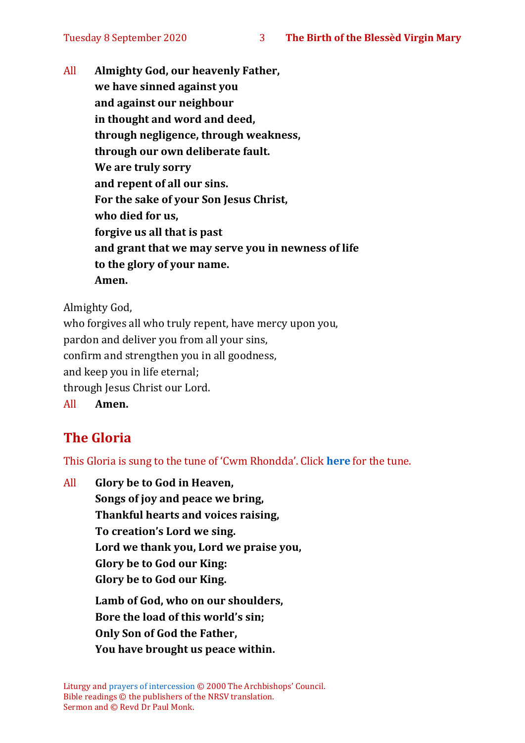All **Almighty God, our heavenly Father,**
**we have sinned against you**
**and against our neighbour**
**in thought and word and deed,**
**through negligence, through weakness,**
**through our own deliberate fault.**
**We are truly sorry**
**and repent of all our sins.**
**For the sake of your Son Jesus Christ,**
**who died for us,**
**forgive us all that is past**
**and grant that we may serve you in newness of life**
**to the glory of your name.**
**Amen.**

Almighty God,
who forgives all who truly repent, have mercy upon you,
pardon and deliver you from all your sins,
confirm and strengthen you in all goodness,
and keep you in life eternal;
through Jesus Christ our Lord.
All **Amen.**

## The Gloria

This Gloria is sung to the tune of 'Cwm Rhondda'. Click **here** for the tune.

All **Glory be to God in Heaven,**
**Songs of joy and peace we bring,**
**Thankful hearts and voices raising,**
**To creation's Lord we sing.**
**Lord we thank you, Lord we praise you,**
**Glory be to God our King:**
**Glory be to God our King.**

**Lamb of God, who on our shoulders,**
**Bore the load of this world's sin;**
**Only Son of God the Father,**
**You have brought us peace within.**

Liturgy and prayers of intercession © 2000 The Archbishops' Council.
Bible readings © the publishers of the NRSV translation.
Sermon and © Revd Dr Paul Monk.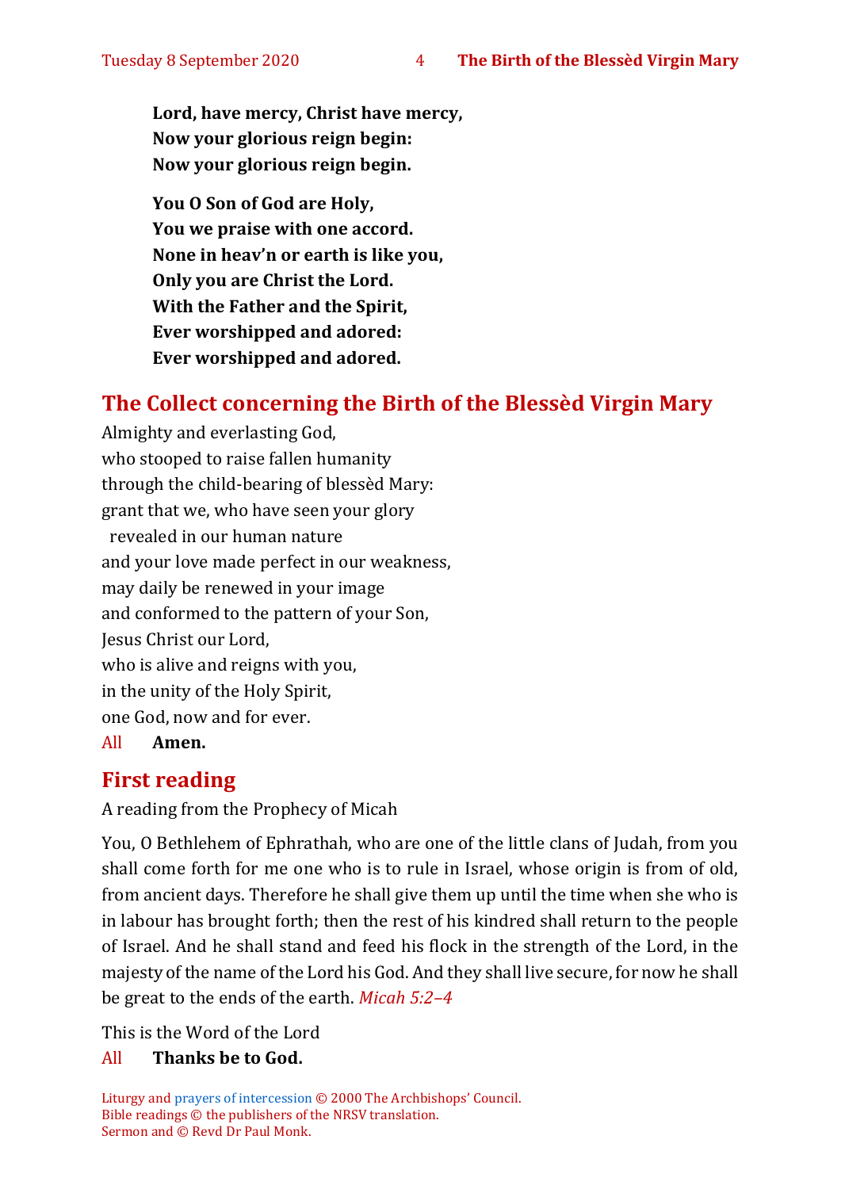**Lord, have mercy, Christ have mercy,**
**Now your glorious reign begin:**
**Now your glorious reign begin.**

**You O Son of God are Holy,**
**You we praise with one accord.**
**None in heav'n or earth is like you,**
**Only you are Christ the Lord.**
**With the Father and the Spirit,**
**Ever worshipped and adored:**
**Ever worshipped and adored.**

## The Collect concerning the Birth of the Blessèd Virgin Mary

Almighty and everlasting God,
who stooped to raise fallen humanity
through the child-bearing of blessèd Mary:
grant that we, who have seen your glory
  revealed in our human nature
and your love made perfect in our weakness,
may daily be renewed in your image
and conformed to the pattern of your Son,
Jesus Christ our Lord,
who is alive and reigns with you,
in the unity of the Holy Spirit,
one God, now and for ever.

All **Amen.**

## First reading

A reading from the Prophecy of Micah

You, O Bethlehem of Ephrathah, who are one of the little clans of Judah, from you shall come forth for me one who is to rule in Israel, whose origin is from of old, from ancient days. Therefore he shall give them up until the time when she who is in labour has brought forth; then the rest of his kindred shall return to the people of Israel. And he shall stand and feed his flock in the strength of the Lord, in the majesty of the name of the Lord his God. And they shall live secure, for now he shall be great to the ends of the earth. *Micah 5:2–4*

This is the Word of the Lord

All **Thanks be to God.**

Liturgy and prayers of intercession © 2000 The Archbishops' Council.
Bible readings © the publishers of the NRSV translation.
Sermon and © Revd Dr Paul Monk.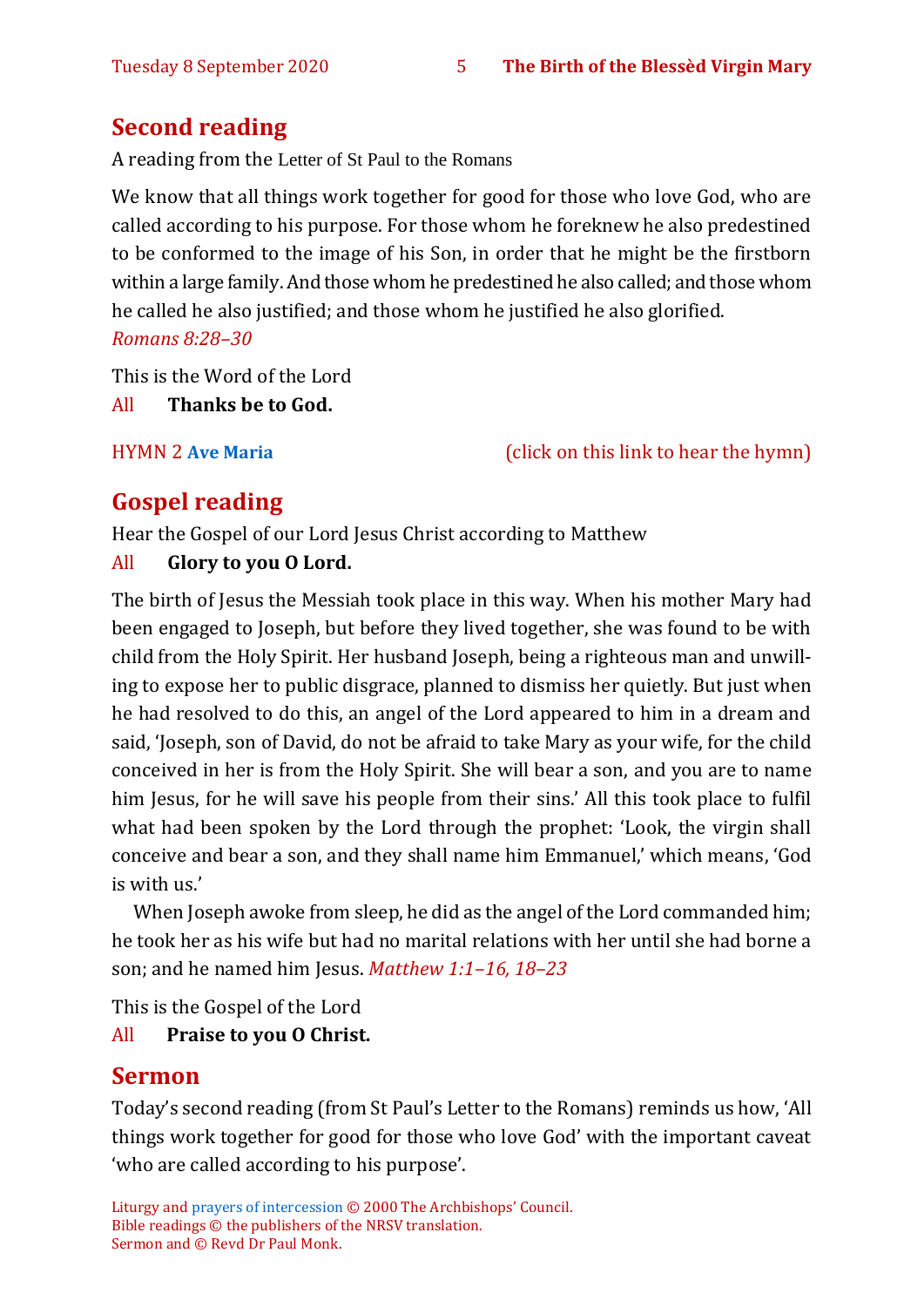## Second reading

A reading from the Letter of St Paul to the Romans

We know that all things work together for good for those who love God, who are called according to his purpose. For those whom he foreknew he also predestined to be conformed to the image of his Son, in order that he might be the firstborn within a large family. And those whom he predestined he also called; and those whom he called he also justified; and those whom he justified he also glorified.
*Romans 8:28–30*

This is the Word of the Lord
All **Thanks be to God.**

HYMN 2 **Ave Maria** (click on this link to hear the hymn)

## Gospel reading

Hear the Gospel of our Lord Jesus Christ according to Matthew
All **Glory to you O Lord.**

The birth of Jesus the Messiah took place in this way. When his mother Mary had been engaged to Joseph, but before they lived together, she was found to be with child from the Holy Spirit. Her husband Joseph, being a righteous man and unwilling to expose her to public disgrace, planned to dismiss her quietly. But just when he had resolved to do this, an angel of the Lord appeared to him in a dream and said, 'Joseph, son of David, do not be afraid to take Mary as your wife, for the child conceived in her is from the Holy Spirit. She will bear a son, and you are to name him Jesus, for he will save his people from their sins.' All this took place to fulfil what had been spoken by the Lord through the prophet: 'Look, the virgin shall conceive and bear a son, and they shall name him Emmanuel,' which means, 'God is with us.'

When Joseph awoke from sleep, he did as the angel of the Lord commanded him; he took her as his wife but had no marital relations with her until she had borne a son; and he named him Jesus. *Matthew 1:1–16, 18–23*

This is the Gospel of the Lord
All **Praise to you O Christ.**

## Sermon

Today's second reading (from St Paul's Letter to the Romans) reminds us how, 'All things work together for good for those who love God' with the important caveat 'who are called according to his purpose'.

Liturgy and prayers of intercession © 2000 The Archbishops' Council.
Bible readings © the publishers of the NRSV translation.
Sermon and © Revd Dr Paul Monk.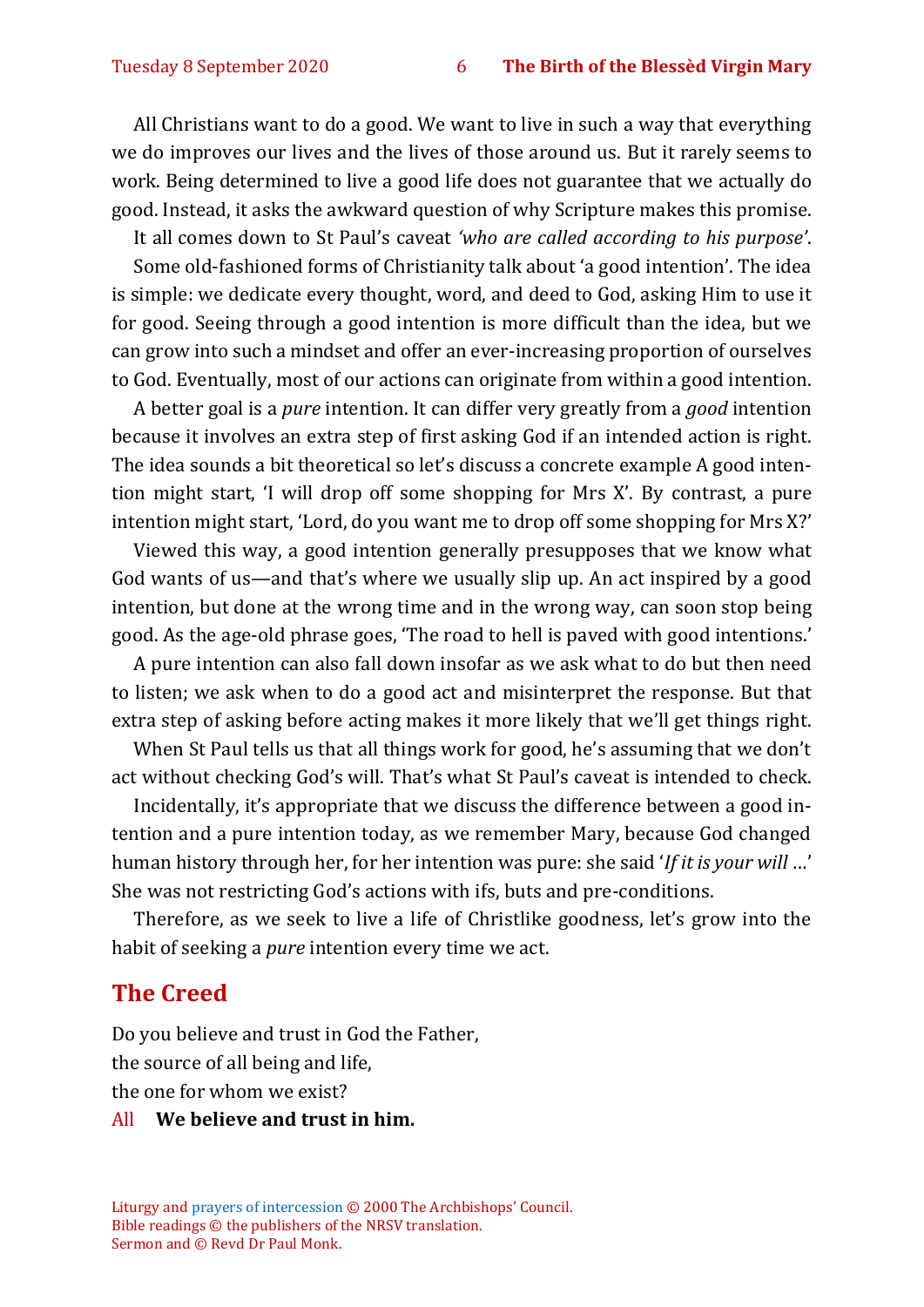All Christians want to do a good. We want to live in such a way that everything we do improves our lives and the lives of those around us. But it rarely seems to work. Being determined to live a good life does not guarantee that we actually do good. Instead, it asks the awkward question of why Scripture makes this promise.

It all comes down to St Paul's caveat *'who are called according to his purpose'*.

Some old-fashioned forms of Christianity talk about 'a good intention'. The idea is simple: we dedicate every thought, word, and deed to God, asking Him to use it for good. Seeing through a good intention is more difficult than the idea, but we can grow into such a mindset and offer an ever-increasing proportion of ourselves to God. Eventually, most of our actions can originate from within a good intention.

A better goal is a *pure* intention. It can differ very greatly from a *good* intention because it involves an extra step of first asking God if an intended action is right. The idea sounds a bit theoretical so let's discuss a concrete example A good intention might start, 'I will drop off some shopping for Mrs X'. By contrast, a pure intention might start, 'Lord, do you want me to drop off some shopping for Mrs X?'

Viewed this way, a good intention generally presupposes that we know what God wants of us—and that's where we usually slip up. An act inspired by a good intention, but done at the wrong time and in the wrong way, can soon stop being good. As the age-old phrase goes, 'The road to hell is paved with good intentions.'

A pure intention can also fall down insofar as we ask what to do but then need to listen; we ask when to do a good act and misinterpret the response. But that extra step of asking before acting makes it more likely that we'll get things right.

When St Paul tells us that all things work for good, he's assuming that we don't act without checking God's will. That's what St Paul's caveat is intended to check.

Incidentally, it's appropriate that we discuss the difference between a good intention and a pure intention today, as we remember Mary, because God changed human history through her, for her intention was pure: she said '*If it is your will* …' She was not restricting God's actions with ifs, buts and pre-conditions.

Therefore, as we seek to live a life of Christlike goodness, let's grow into the habit of seeking a *pure* intention every time we act.

## The Creed

Do you believe and trust in God the Father,
the source of all being and life,
the one for whom we exist?

All **We believe and trust in him.**

Liturgy and prayers of intercession © 2000 The Archbishops' Council.
Bible readings © the publishers of the NRSV translation.
Sermon and © Revd Dr Paul Monk.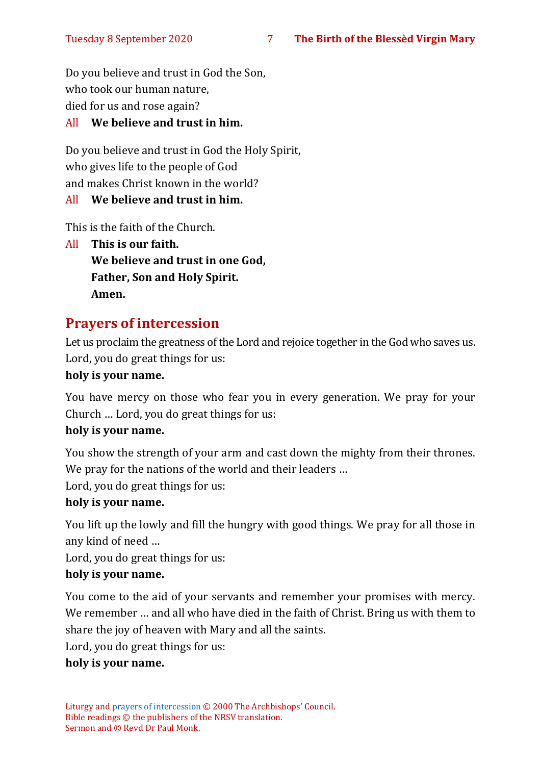Do you believe and trust in God the Son,
who took our human nature,
died for us and rose again?

All **We believe and trust in him.**

Do you believe and trust in God the Holy Spirit,
who gives life to the people of God
and makes Christ known in the world?

All **We believe and trust in him.**

This is the faith of the Church.

All **This is our faith.
We believe and trust in one God,
Father, Son and Holy Spirit.
Amen.**

## Prayers of intercession

Let us proclaim the greatness of the Lord and rejoice together in the God who saves us.
Lord, you do great things for us:
**holy is your name.**

You have mercy on those who fear you in every generation. We pray for your Church … Lord, you do great things for us:
**holy is your name.**

You show the strength of your arm and cast down the mighty from their thrones. We pray for the nations of the world and their leaders …
Lord, you do great things for us:
**holy is your name.**

You lift up the lowly and fill the hungry with good things. We pray for all those in any kind of need …
Lord, you do great things for us:
**holy is your name.**

You come to the aid of your servants and remember your promises with mercy. We remember … and all who have died in the faith of Christ. Bring us with them to share the joy of heaven with Mary and all the saints.
Lord, you do great things for us:
**holy is your name.**

Liturgy and prayers of intercession © 2000 The Archbishops' Council.
Bible readings © the publishers of the NRSV translation.
Sermon and © Revd Dr Paul Monk.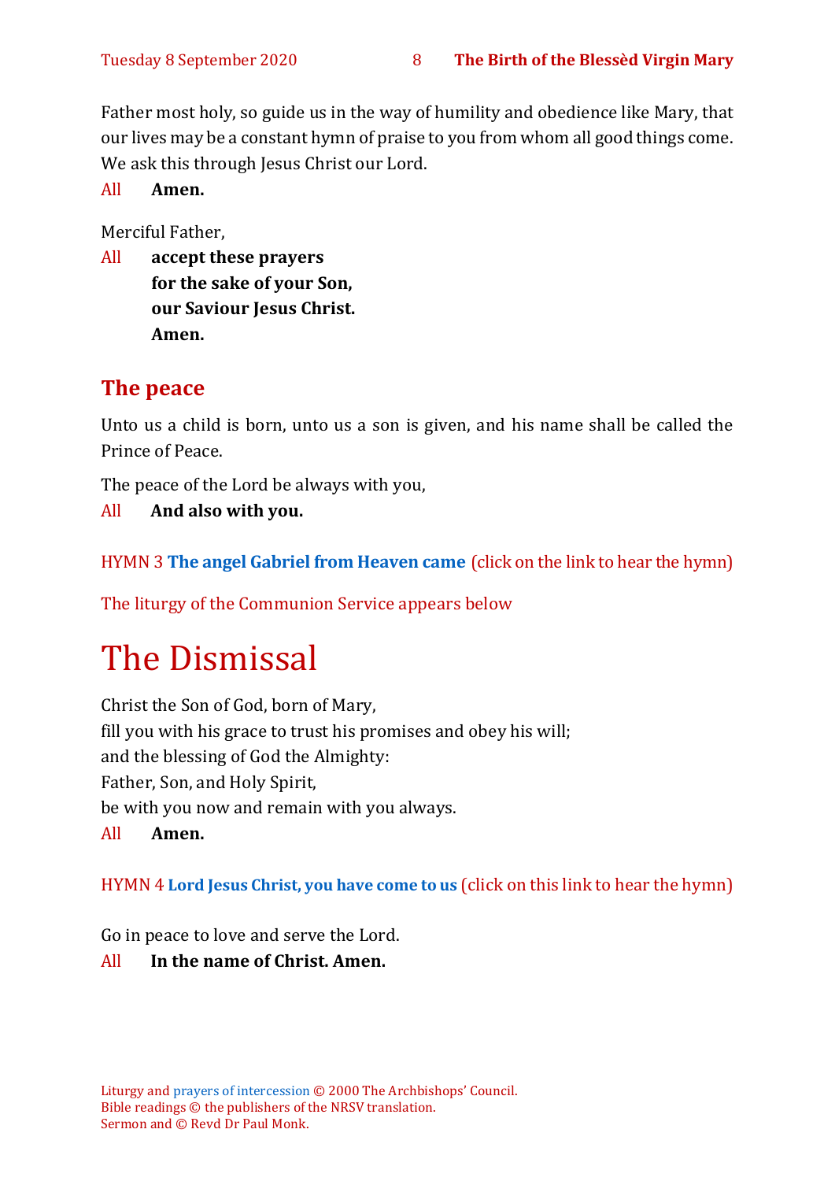Father most holy, so guide us in the way of humility and obedience like Mary, that our lives may be a constant hymn of praise to you from whom all good things come. We ask this through Jesus Christ our Lord.

All **Amen.**

Merciful Father,

All **accept these prayers**
**for the sake of your Son,**
**our Saviour Jesus Christ.**
**Amen.**

## The peace

Unto us a child is born, unto us a son is given, and his name shall be called the Prince of Peace.

The peace of the Lord be always with you,

All **And also with you.**

HYMN 3 **The angel Gabriel from Heaven came** (click on the link to hear the hymn)

The liturgy of the Communion Service appears below

# The Dismissal

Christ the Son of God, born of Mary,
fill you with his grace to trust his promises and obey his will;
and the blessing of God the Almighty:
Father, Son, and Holy Spirit,
be with you now and remain with you always.

All **Amen.**

HYMN 4 **Lord Jesus Christ, you have come to us** (click on this link to hear the hymn)

Go in peace to love and serve the Lord.

All **In the name of Christ. Amen.**

Liturgy and prayers of intercession © 2000 The Archbishops' Council.
Bible readings © the publishers of the NRSV translation.
Sermon and © Revd Dr Paul Monk.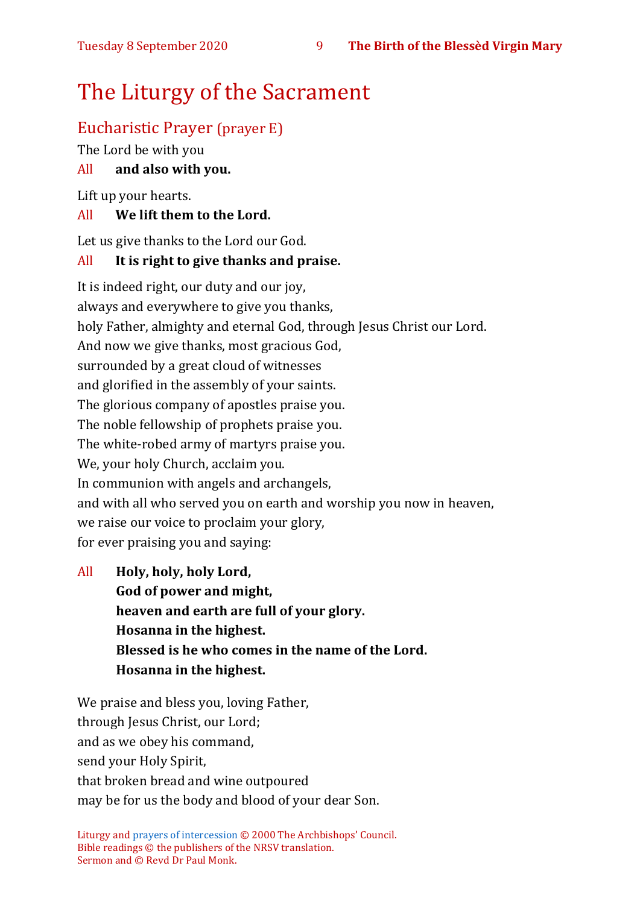# The Liturgy of the Sacrament

## Eucharistic Prayer (prayer E)

The Lord be with you

All **and also with you.**

Lift up your hearts.

All **We lift them to the Lord.**

Let us give thanks to the Lord our God.

All **It is right to give thanks and praise.**

It is indeed right, our duty and our joy,
always and everywhere to give you thanks,
holy Father, almighty and eternal God, through Jesus Christ our Lord.
And now we give thanks, most gracious God,
surrounded by a great cloud of witnesses
and glorified in the assembly of your saints.
The glorious company of apostles praise you.
The noble fellowship of prophets praise you.
The white-robed army of martyrs praise you.
We, your holy Church, acclaim you.
In communion with angels and archangels,
and with all who served you on earth and worship you now in heaven,
we raise our voice to proclaim your glory,
for ever praising you and saying:

All **Holy, holy, holy Lord,**
**God of power and might,**
**heaven and earth are full of your glory.**
**Hosanna in the highest.**
**Blessed is he who comes in the name of the Lord.**
**Hosanna in the highest.**

We praise and bless you, loving Father,
through Jesus Christ, our Lord;
and as we obey his command,
send your Holy Spirit,
that broken bread and wine outpoured
may be for us the body and blood of your dear Son.

Liturgy and prayers of intercession © 2000 The Archbishops' Council.
Bible readings © the publishers of the NRSV translation.
Sermon and © Revd Dr Paul Monk.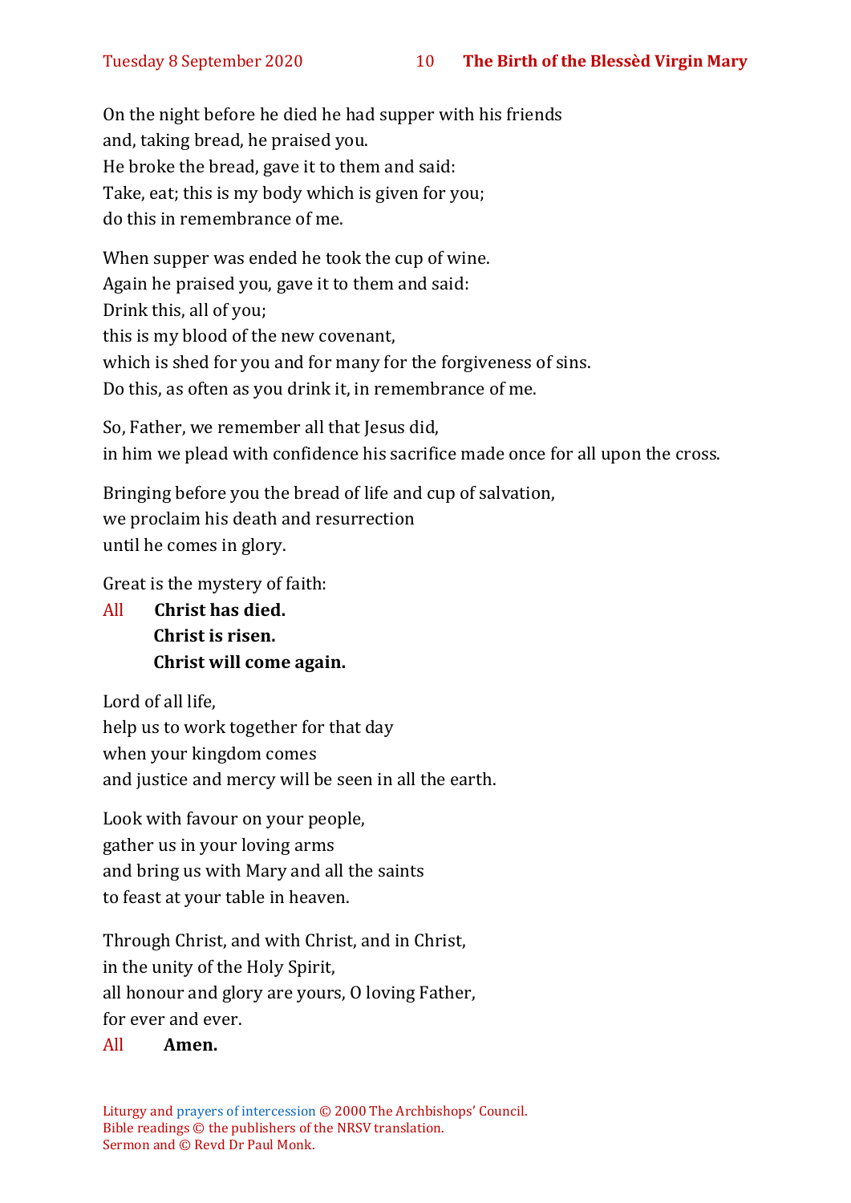On the night before he died he had supper with his friends
and, taking bread, he praised you.
He broke the bread, gave it to them and said:
Take, eat; this is my body which is given for you;
do this in remembrance of me.

When supper was ended he took the cup of wine.
Again he praised you, gave it to them and said:
Drink this, all of you;
this is my blood of the new covenant,
which is shed for you and for many for the forgiveness of sins.
Do this, as often as you drink it, in remembrance of me.

So, Father, we remember all that Jesus did,
in him we plead with confidence his sacrifice made once for all upon the cross.

Bringing before you the bread of life and cup of salvation,
we proclaim his death and resurrection
until he comes in glory.

Great is the mystery of faith:

All **Christ has died.**
**Christ is risen.**
**Christ will come again.**

Lord of all life,
help us to work together for that day
when your kingdom comes
and justice and mercy will be seen in all the earth.

Look with favour on your people,
gather us in your loving arms
and bring us with Mary and all the saints
to feast at your table in heaven.

Through Christ, and with Christ, and in Christ,
in the unity of the Holy Spirit,
all honour and glory are yours, O loving Father,
for ever and ever.

All **Amen.**

Liturgy and prayers of intercession © 2000 The Archbishops' Council.
Bible readings © the publishers of the NRSV translation.
Sermon and © Revd Dr Paul Monk.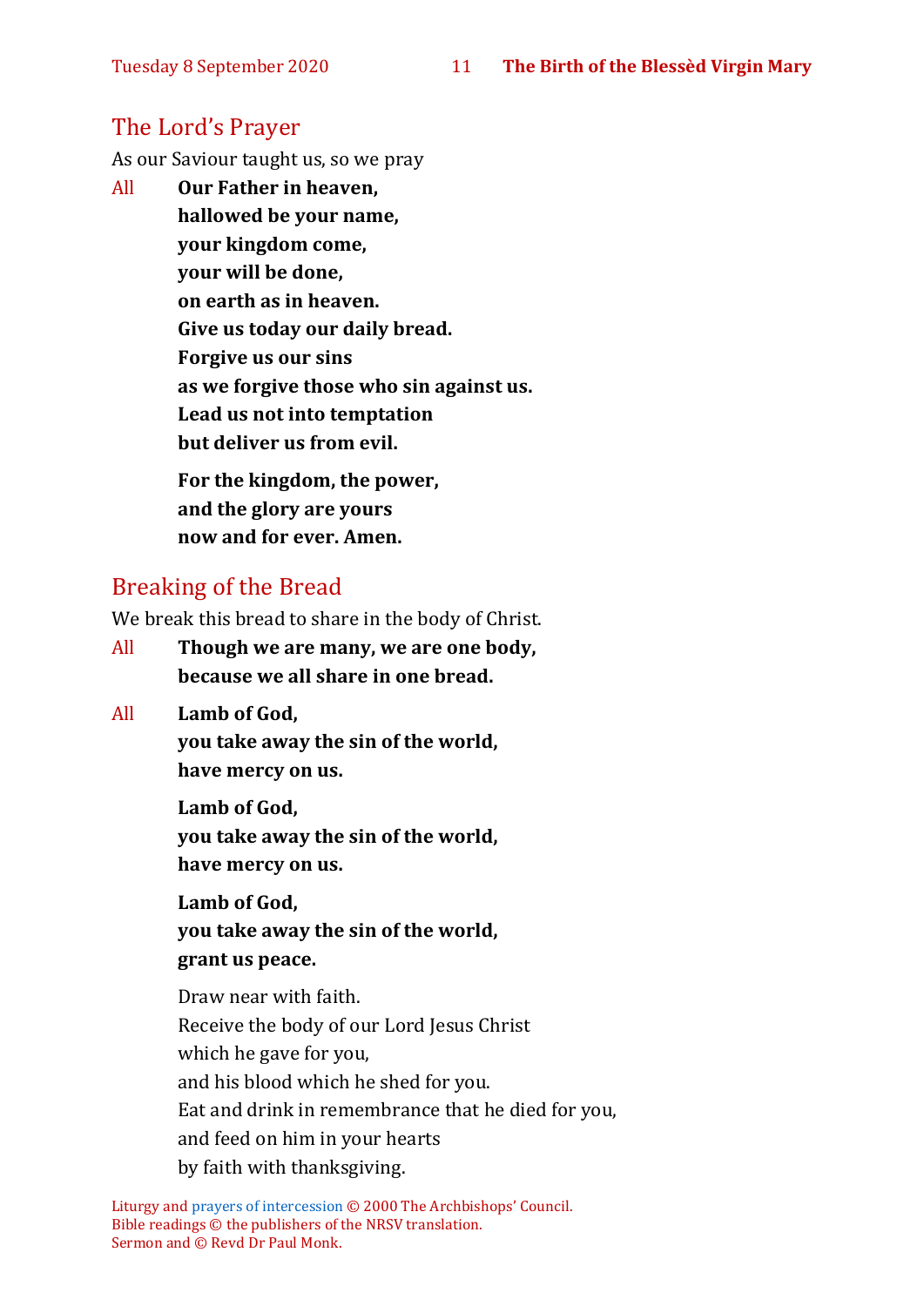## The Lord's Prayer

As our Saviour taught us, so we pray

All **Our Father in heaven,**
**hallowed be your name,**
**your kingdom come,**
**your will be done,**
**on earth as in heaven.**
**Give us today our daily bread.**
**Forgive us our sins**
**as we forgive those who sin against us.**
**Lead us not into temptation**
**but deliver us from evil.**

**For the kingdom, the power,**
**and the glory are yours**
**now and for ever. Amen.**

## Breaking of the Bread

We break this bread to share in the body of Christ.

All **Though we are many, we are one body,**
**because we all share in one bread.**

All **Lamb of God,**
**you take away the sin of the world,**
**have mercy on us.**

**Lamb of God,**
**you take away the sin of the world,**
**have mercy on us.**

**Lamb of God,**
**you take away the sin of the world,**
**grant us peace.**

Draw near with faith.
Receive the body of our Lord Jesus Christ
which he gave for you,
and his blood which he shed for you.
Eat and drink in remembrance that he died for you,
and feed on him in your hearts
by faith with thanksgiving.

Liturgy and prayers of intercession © 2000 The Archbishops' Council.
Bible readings © the publishers of the NRSV translation.
Sermon and © Revd Dr Paul Monk.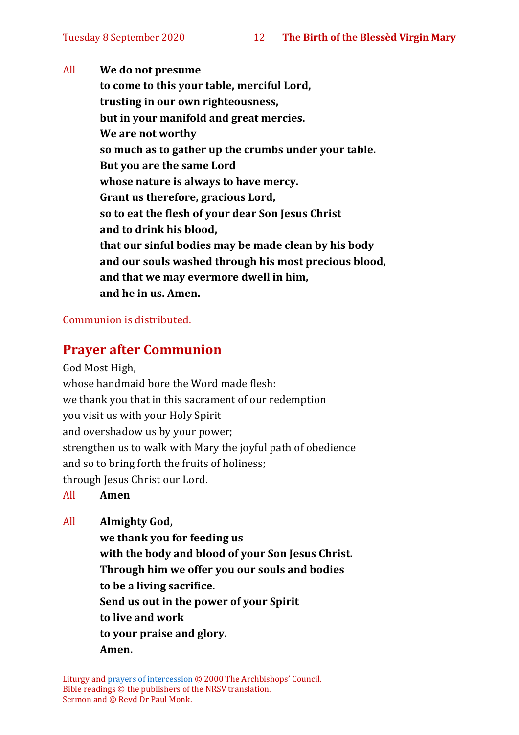All **We do not presume**
**to come to this your table, merciful Lord,**
**trusting in our own righteousness,**
**but in your manifold and great mercies.**
**We are not worthy**
**so much as to gather up the crumbs under your table.**
**But you are the same Lord**
**whose nature is always to have mercy.**
**Grant us therefore, gracious Lord,**
**so to eat the flesh of your dear Son Jesus Christ**
**and to drink his blood,**
**that our sinful bodies may be made clean by his body**
**and our souls washed through his most precious blood,**
**and that we may evermore dwell in him,**
**and he in us. Amen.**

Communion is distributed.

## Prayer after Communion

God Most High,
whose handmaid bore the Word made flesh:
we thank you that in this sacrament of our redemption
you visit us with your Holy Spirit
and overshadow us by your power;
strengthen us to walk with Mary the joyful path of obedience
and so to bring forth the fruits of holiness;
through Jesus Christ our Lord.

All **Amen**

All **Almighty God,**
**we thank you for feeding us**
**with the body and blood of your Son Jesus Christ.**
**Through him we offer you our souls and bodies**
**to be a living sacrifice.**
**Send us out in the power of your Spirit**
**to live and work**
**to your praise and glory.**
**Amen.**

Liturgy and prayers of intercession © 2000 The Archbishops' Council.
Bible readings © the publishers of the NRSV translation.
Sermon and © Revd Dr Paul Monk.